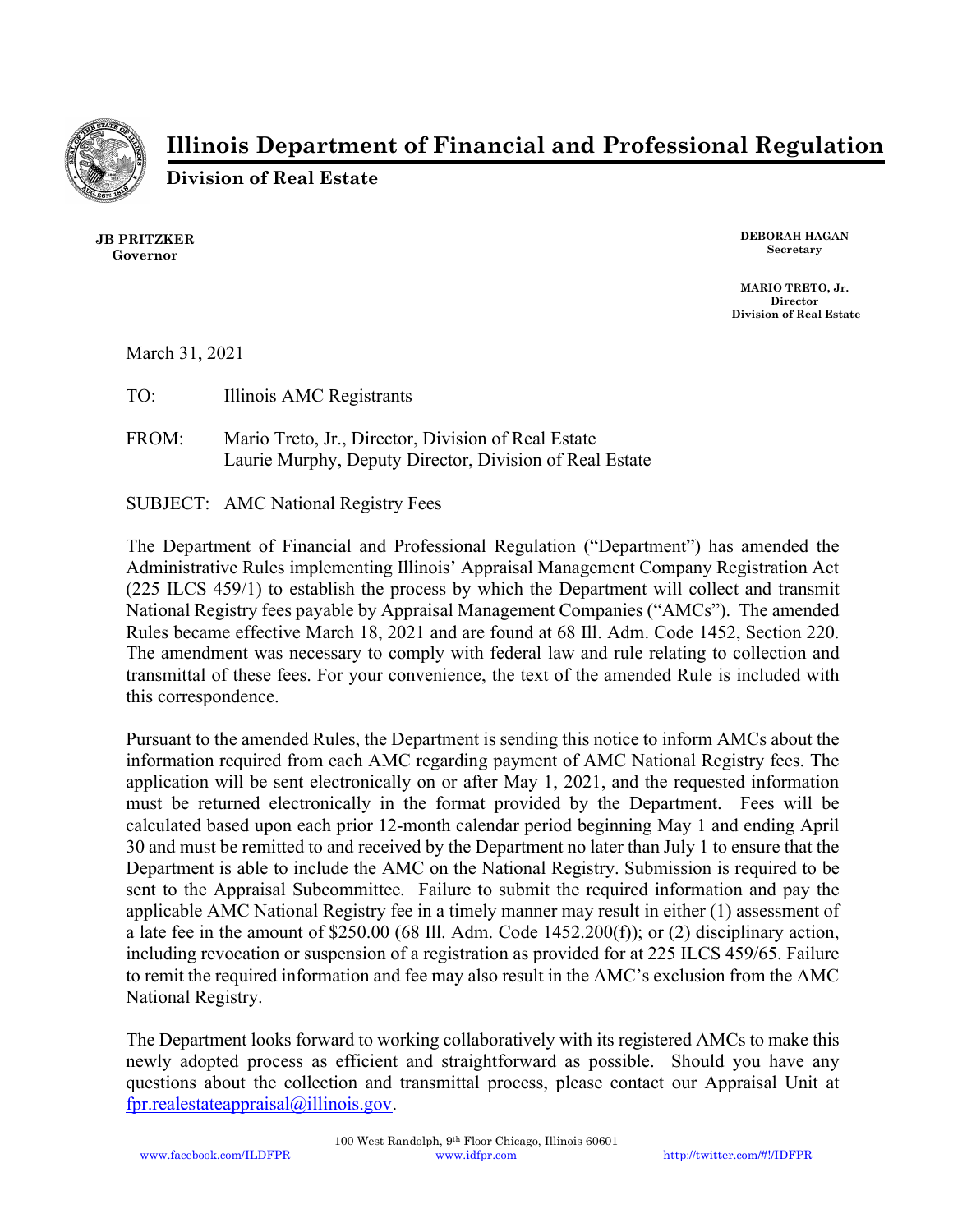# Illinois Department of Financial and Professional Regulation

## Division of Real Estate

**JB PRITZKER**
**Governor**

**DEBORAH HAGAN**
**Secretary**

**MARIO TRETO, Jr.**
**Director**
**Division of Real Estate**

March 31, 2021

TO: Illinois AMC Registrants

FROM: Mario Treto, Jr., Director, Division of Real Estate
Laurie Murphy, Deputy Director, Division of Real Estate

SUBJECT: AMC National Registry Fees

The Department of Financial and Professional Regulation ("Department") has amended the Administrative Rules implementing Illinois' Appraisal Management Company Registration Act (225 ILCS 459/1) to establish the process by which the Department will collect and transmit National Registry fees payable by Appraisal Management Companies ("AMCs"). The amended Rules became effective March 18, 2021 and are found at 68 Ill. Adm. Code 1452, Section 220. The amendment was necessary to comply with federal law and rule relating to collection and transmittal of these fees. For your convenience, the text of the amended Rule is included with this correspondence.

Pursuant to the amended Rules, the Department is sending this notice to inform AMCs about the information required from each AMC regarding payment of AMC National Registry fees. The application will be sent electronically on or after May 1, 2021, and the requested information must be returned electronically in the format provided by the Department. Fees will be calculated based upon each prior 12-month calendar period beginning May 1 and ending April 30 and must be remitted to and received by the Department no later than July 1 to ensure that the Department is able to include the AMC on the National Registry. Submission is required to be sent to the Appraisal Subcommittee. Failure to submit the required information and pay the applicable AMC National Registry fee in a timely manner may result in either (1) assessment of a late fee in the amount of $250.00 (68 Ill. Adm. Code 1452.200(f)); or (2) disciplinary action, including revocation or suspension of a registration as provided for at 225 ILCS 459/65. Failure to remit the required information and fee may also result in the AMC's exclusion from the AMC National Registry.

The Department looks forward to working collaboratively with its registered AMCs to make this newly adopted process as efficient and straightforward as possible. Should you have any questions about the collection and transmittal process, please contact our Appraisal Unit at fpr.realestateappraisal@illinois.gov.

100 West Randolph, 9th Floor Chicago, Illinois 60601
www.facebook.com/ILDFPR www.idfpr.com http://twitter.com/#!/IDFPR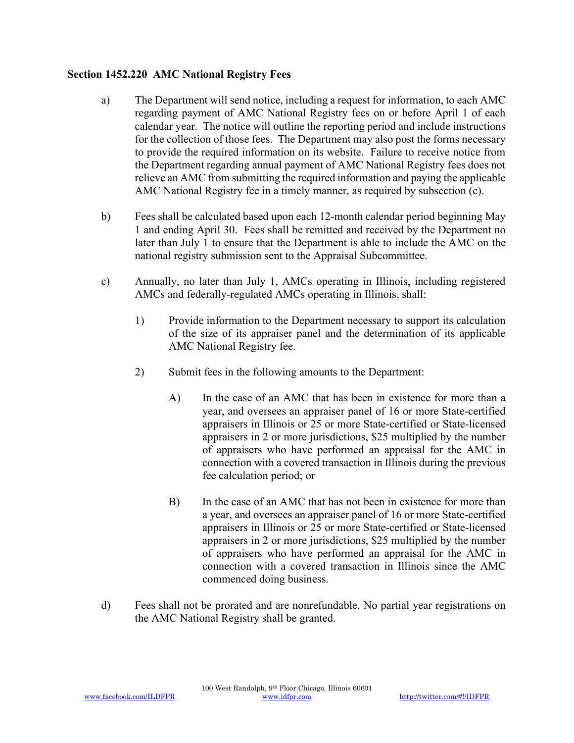**Section 1452.220 AMC National Registry Fees**

a) The Department will send notice, including a request for information, to each AMC regarding payment of AMC National Registry fees on or before April 1 of each calendar year. The notice will outline the reporting period and include instructions for the collection of those fees. The Department may also post the forms necessary to provide the required information on its website. Failure to receive notice from the Department regarding annual payment of AMC National Registry fees does not relieve an AMC from submitting the required information and paying the applicable AMC National Registry fee in a timely manner, as required by subsection (c).

b) Fees shall be calculated based upon each 12-month calendar period beginning May 1 and ending April 30. Fees shall be remitted and received by the Department no later than July 1 to ensure that the Department is able to include the AMC on the national registry submission sent to the Appraisal Subcommittee.

c) Annually, no later than July 1, AMCs operating in Illinois, including registered AMCs and federally-regulated AMCs operating in Illinois, shall:

1) Provide information to the Department necessary to support its calculation of the size of its appraiser panel and the determination of its applicable AMC National Registry fee.

2) Submit fees in the following amounts to the Department:

A) In the case of an AMC that has been in existence for more than a year, and oversees an appraiser panel of 16 or more State-certified appraisers in Illinois or 25 or more State-certified or State-licensed appraisers in 2 or more jurisdictions, $25 multiplied by the number of appraisers who have performed an appraisal for the AMC in connection with a covered transaction in Illinois during the previous fee calculation period; or

B) In the case of an AMC that has not been in existence for more than a year, and oversees an appraiser panel of 16 or more State-certified appraisers in Illinois or 25 or more State-certified or State-licensed appraisers in 2 or more jurisdictions, $25 multiplied by the number of appraisers who have performed an appraisal for the AMC in connection with a covered transaction in Illinois since the AMC commenced doing business.

d) Fees shall not be prorated and are nonrefundable. No partial year registrations on the AMC National Registry shall be granted.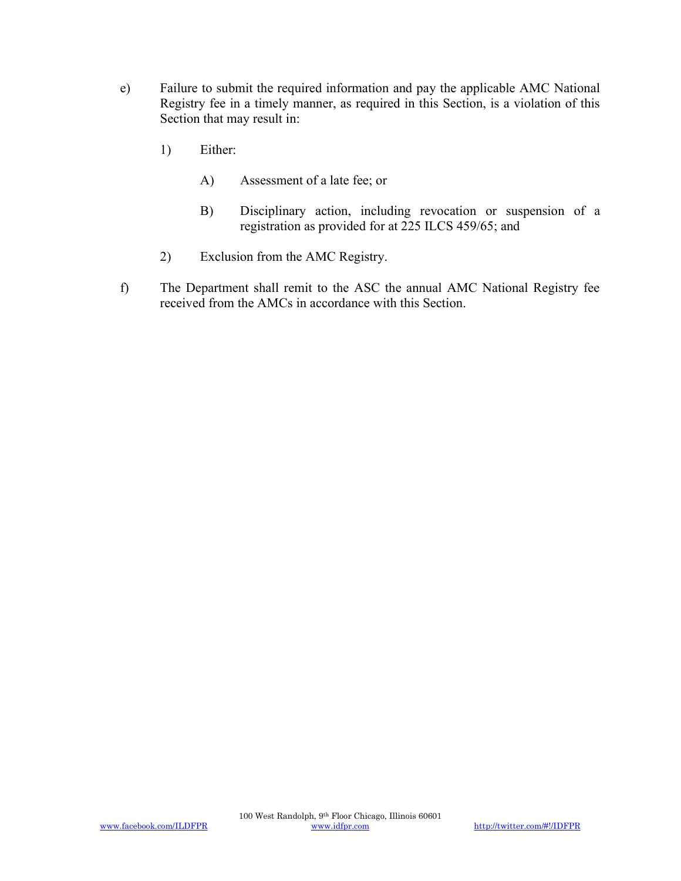e) Failure to submit the required information and pay the applicable AMC National Registry fee in a timely manner, as required in this Section, is a violation of this Section that may result in:

   1) Either:

      A) Assessment of a late fee; or

      B) Disciplinary action, including revocation or suspension of a registration as provided for at 225 ILCS 459/65; and

   2) Exclusion from the AMC Registry.

f) The Department shall remit to the ASC the annual AMC National Registry fee received from the AMCs in accordance with this Section.